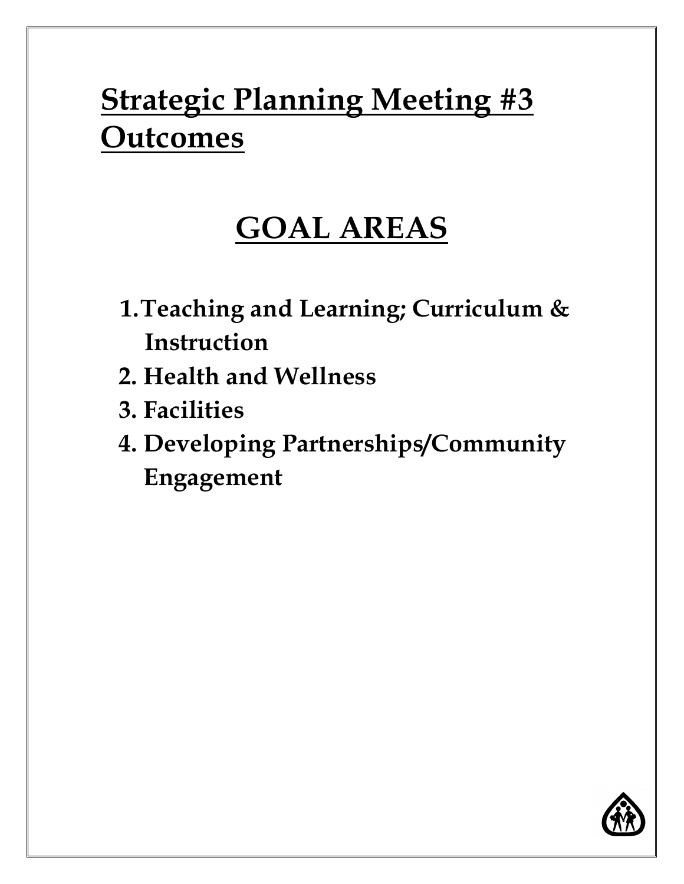# Strategic Planning Meeting #3 Outcomes

## GOAL AREAS

1. **Teaching and Learning; Curriculum & Instruction**
2. **Health and Wellness**
3. **Facilities**
4. **Developing Partnerships/Community Engagement**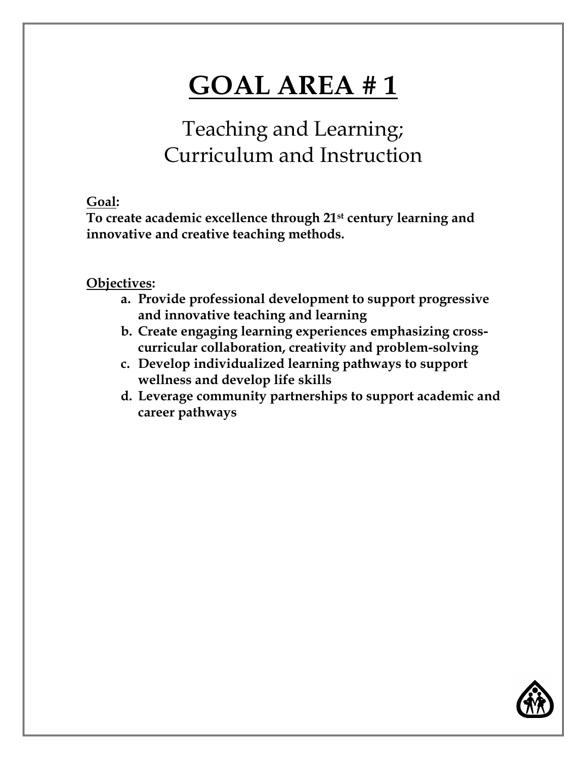# GOAL AREA # 1

## Teaching and Learning; Curriculum and Instruction

**Goal:**
**To create academic excellence through 21st century learning and innovative and creative teaching methods.**

**Objectives:**

a. **Provide professional development to support progressive and innovative teaching and learning**
b. **Create engaging learning experiences emphasizing cross-curricular collaboration, creativity and problem-solving**
c. **Develop individualized learning pathways to support wellness and develop life skills**
d. **Leverage community partnerships to support academic and career pathways**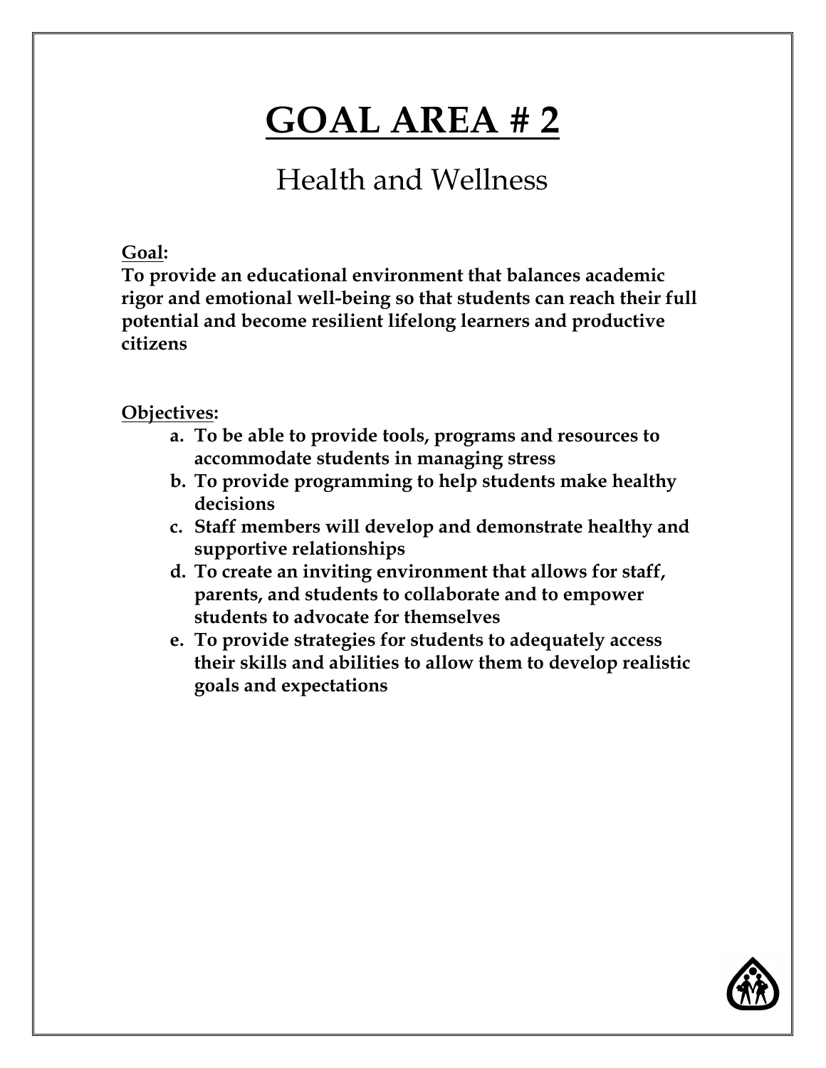# GOAL AREA # 2

## Health and Wellness

**Goal:**

**To provide an educational environment that balances academic rigor and emotional well-being so that students can reach their full potential and become resilient lifelong learners and productive citizens**

**Objectives:**

- **a. To be able to provide tools, programs and resources to accommodate students in managing stress**
- **b. To provide programming to help students make healthy decisions**
- **c. Staff members will develop and demonstrate healthy and supportive relationships**
- **d. To create an inviting environment that allows for staff, parents, and students to collaborate and to empower students to advocate for themselves**
- **e. To provide strategies for students to adequately access their skills and abilities to allow them to develop realistic goals and expectations**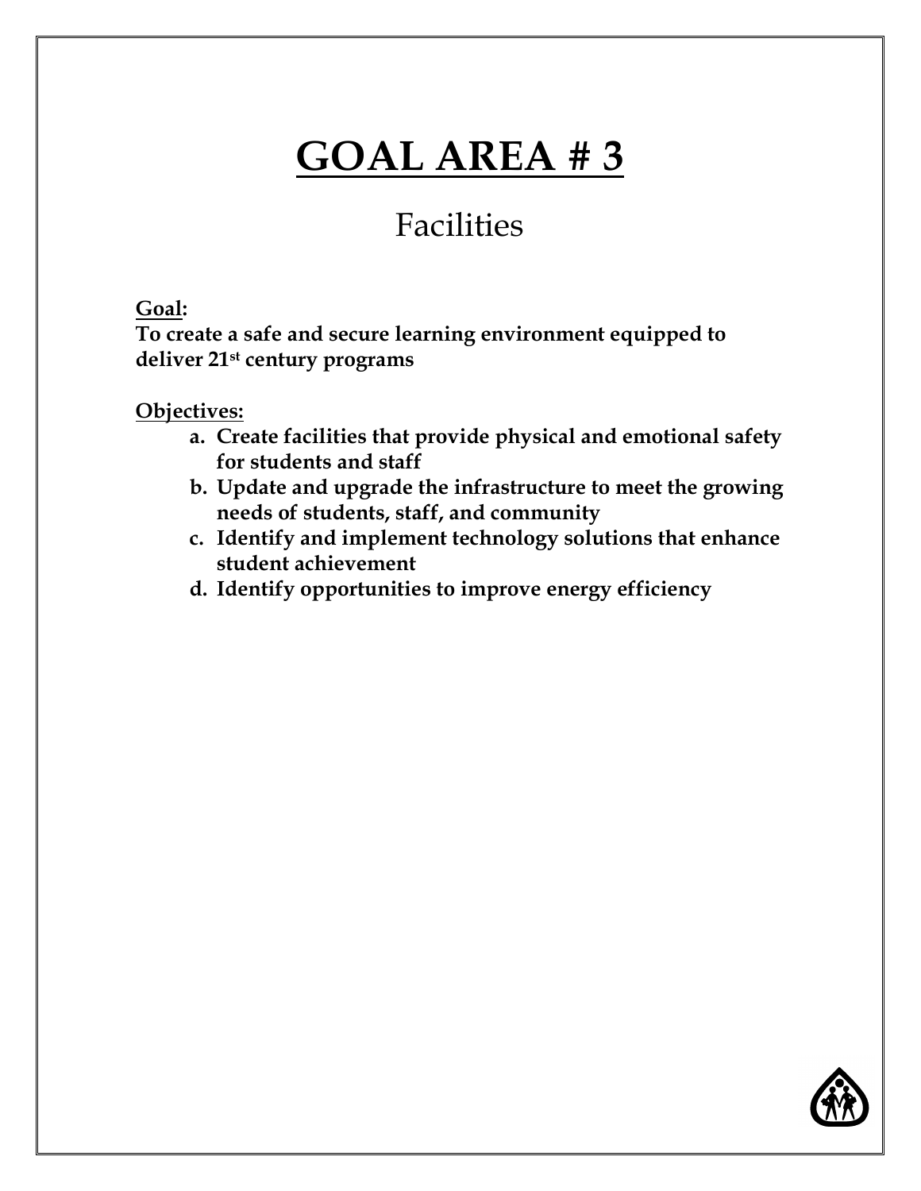# GOAL AREA # 3

## Facilities

**Goal:**
**To create a safe and secure learning environment equipped to deliver 21st century programs**

**Objectives:**

a. **Create facilities that provide physical and emotional safety for students and staff**
b. **Update and upgrade the infrastructure to meet the growing needs of students, staff, and community**
c. **Identify and implement technology solutions that enhance student achievement**
d. **Identify opportunities to improve energy efficiency**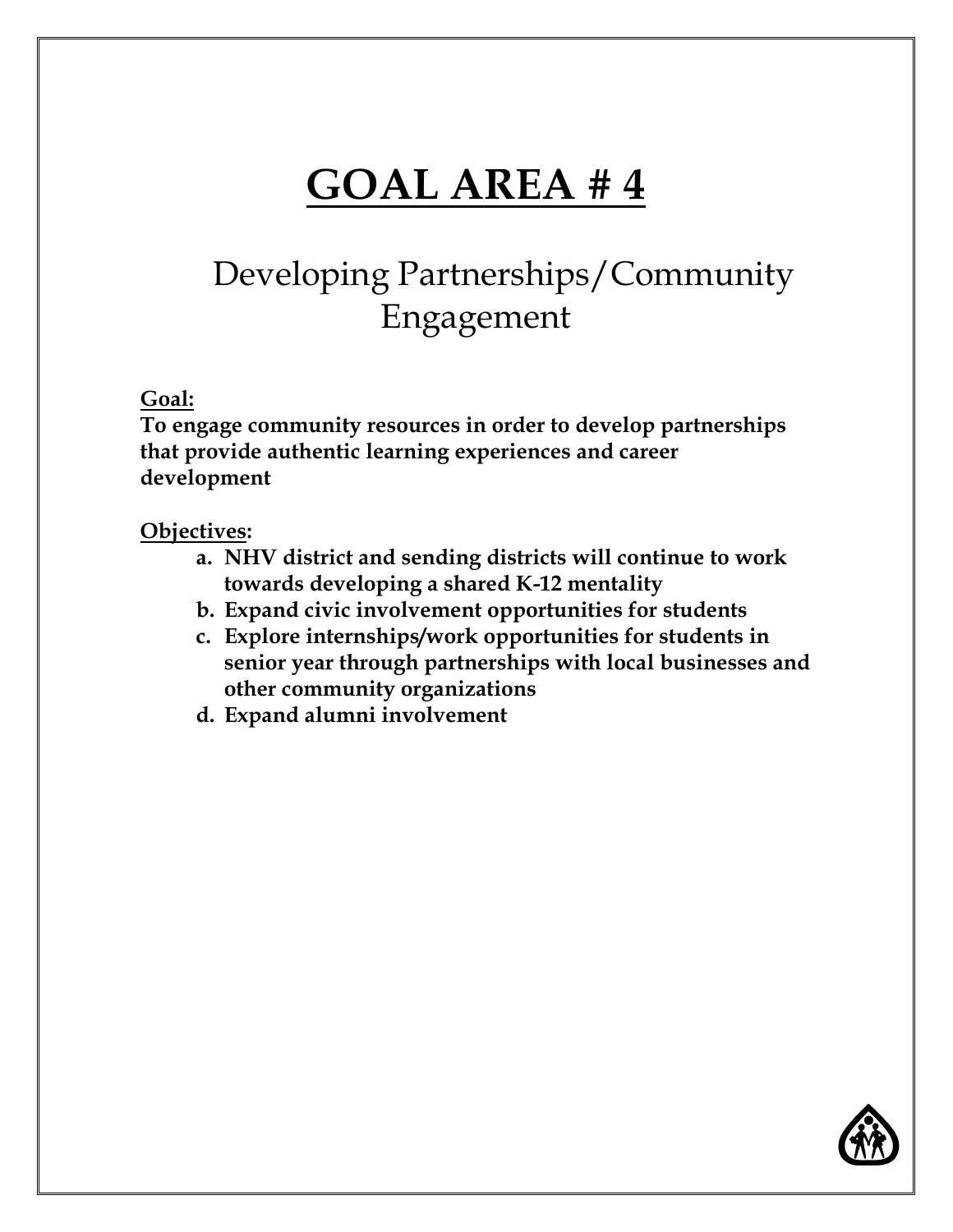# GOAL AREA # 4

## Developing Partnerships/Community Engagement

**Goal:**
**To engage community resources in order to develop partnerships that provide authentic learning experiences and career development**

**Objectives:**

a. **NHV district and sending districts will continue to work towards developing a shared K-12 mentality**
b. **Expand civic involvement opportunities for students**
c. **Explore internships/work opportunities for students in senior year through partnerships with local businesses and other community organizations**
d. **Expand alumni involvement**